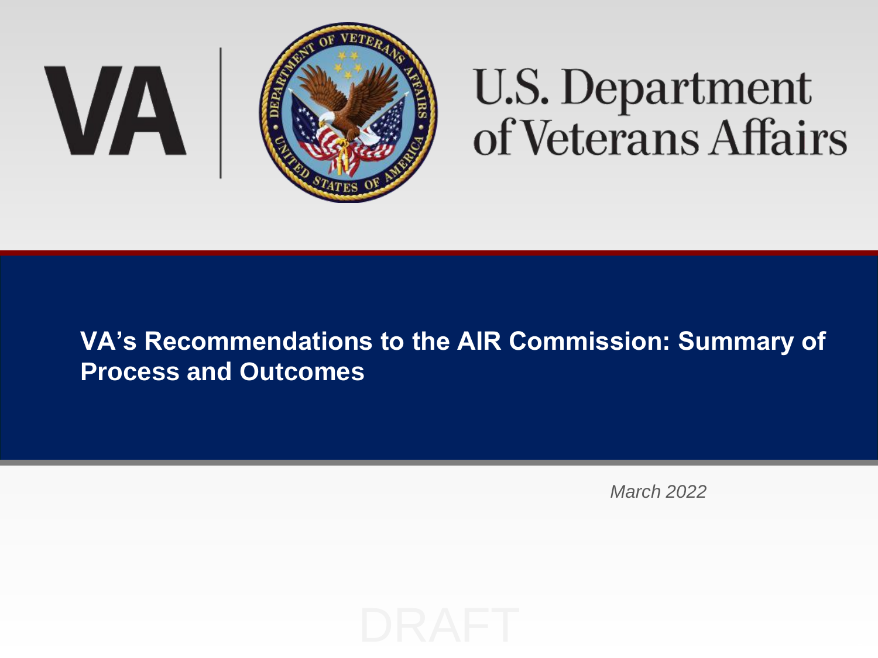VA | U.S. Department of Veterans Affairs

# VA's Recommendations to the AIR Commission: Summary of Process and Outcomes

*March 2022*

DRAFT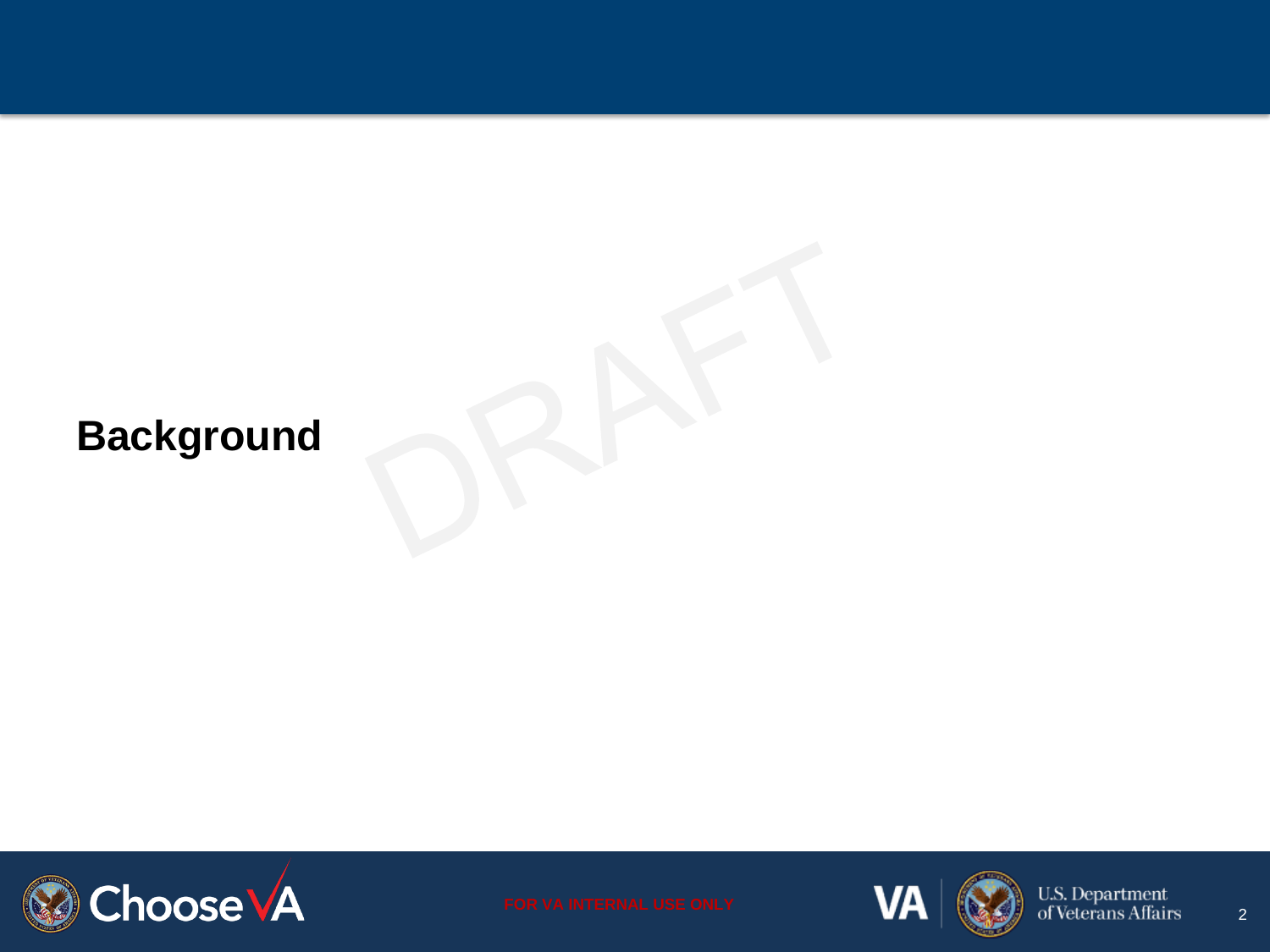# Background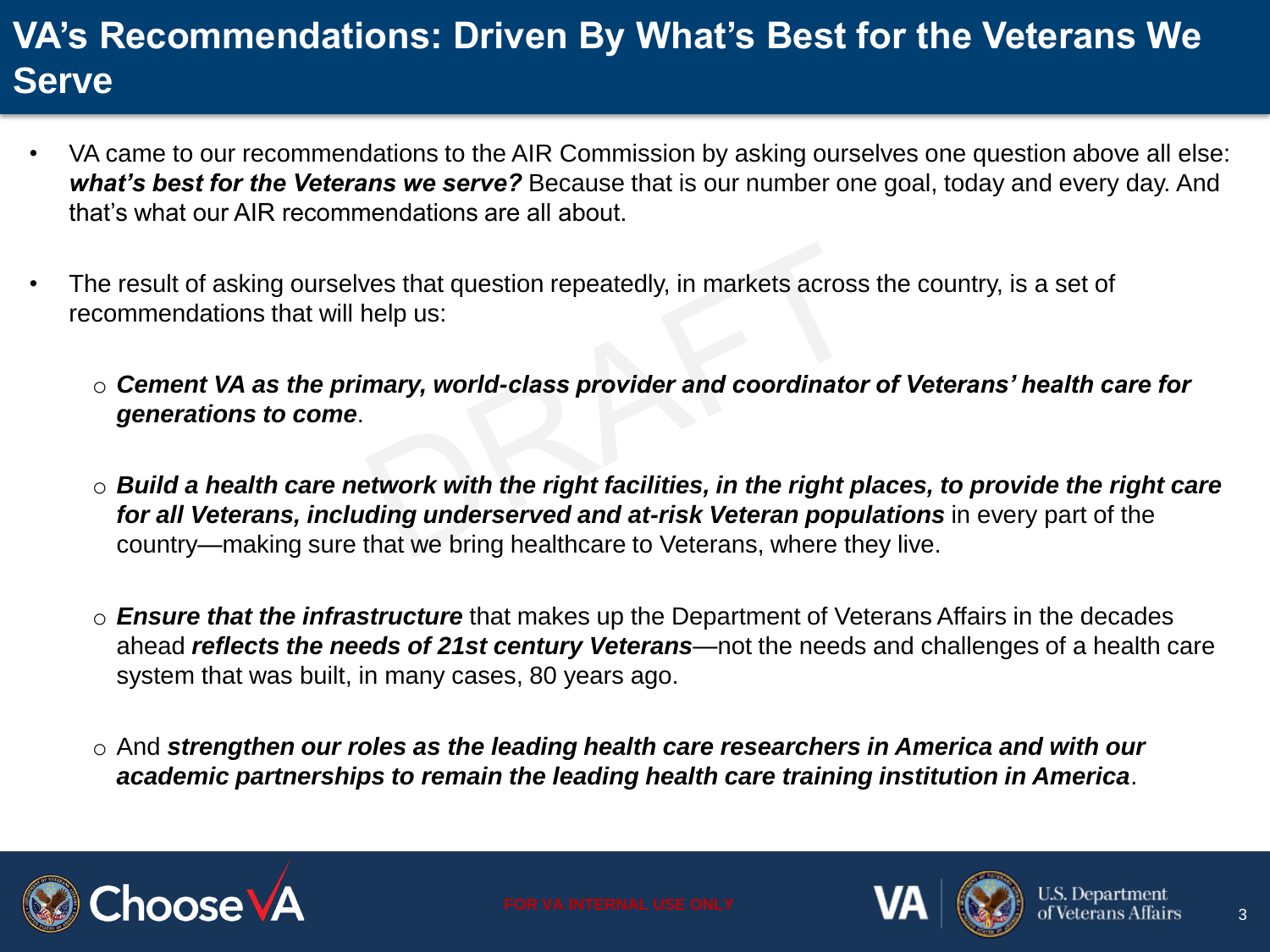# VA's Recommendations: Driven By What's Best for the Veterans We Serve

- VA came to our recommendations to the AIR Commission by asking ourselves one question above all else: ***what's best for the Veterans we serve?*** Because that is our number one goal, today and every day. And that's what our AIR recommendations are all about.

- The result of asking ourselves that question repeatedly, in markets across the country, is a set of recommendations that will help us:

  - ***Cement VA as the primary, world-class provider and coordinator of Veterans' health care for generations to come***.

  - ***Build a health care network with the right facilities, in the right places, to provide the right care for all Veterans, including underserved and at-risk Veteran populations*** in every part of the country—making sure that we bring healthcare to Veterans, where they live.

  - ***Ensure that the infrastructure*** that makes up the Department of Veterans Affairs in the decades ahead ***reflects the needs of 21st century Veterans***—not the needs and challenges of a health care system that was built, in many cases, 80 years ago.

  - And ***strengthen our roles as the leading health care researchers in America and with our academic partnerships to remain the leading health care training institution in America***.

FOR VA INTERNAL USE ONLY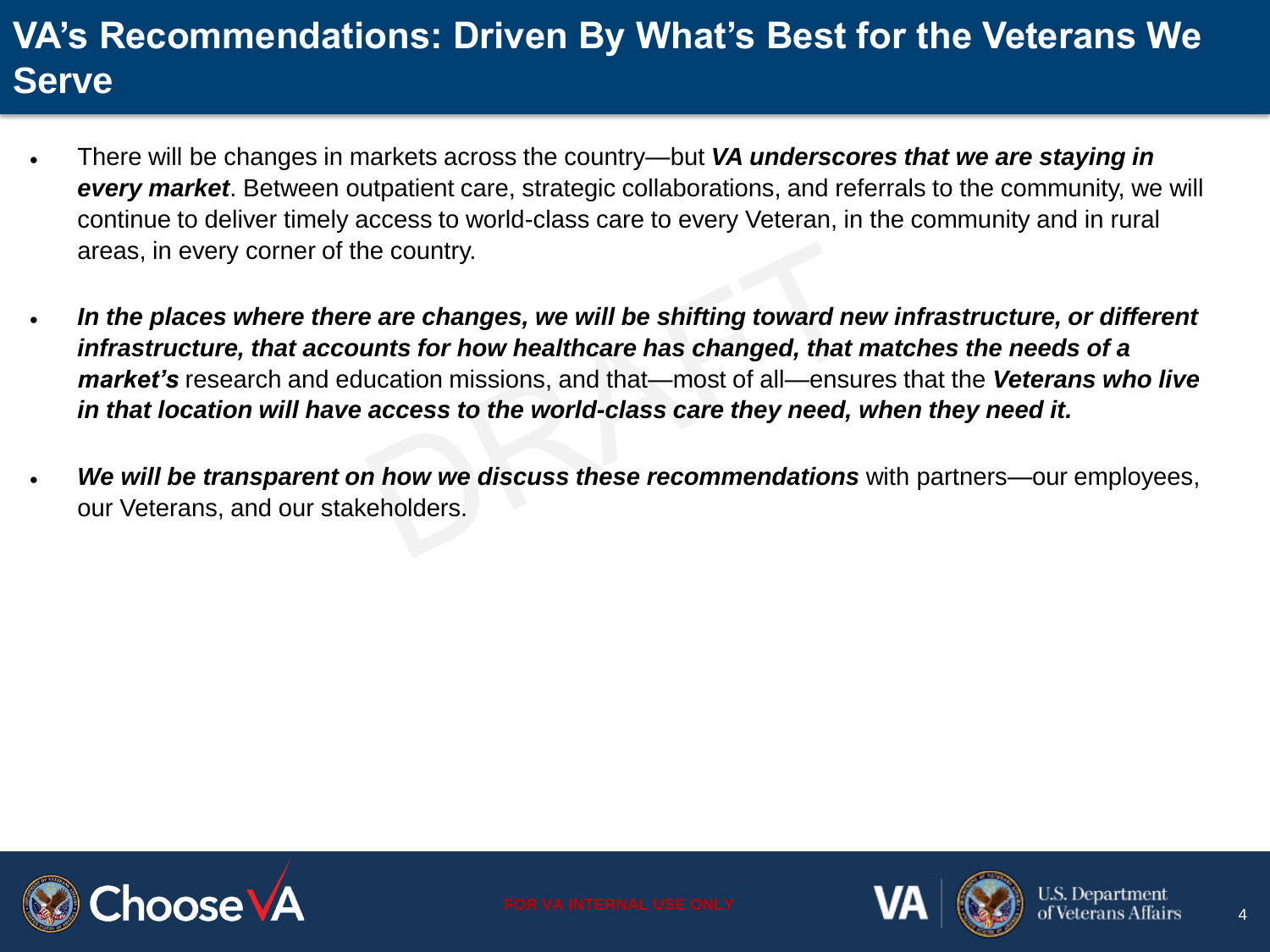# VA's Recommendations: Driven By What's Best for the Veterans We Serve

- There will be changes in markets across the country—but ***VA underscores that we are staying in every market***. Between outpatient care, strategic collaborations, and referrals to the community, we will continue to deliver timely access to world-class care to every Veteran, in the community and in rural areas, in every corner of the country.

- ***In the places where there are changes, we will be shifting toward new infrastructure, or different infrastructure, that accounts for how healthcare has changed, that matches the needs of a market's*** research and education missions, and that—most of all—ensures that the ***Veterans who live in that location will have access to the world-class care they need, when they need it.***

- ***We will be transparent on how we discuss these recommendations*** with partners—our employees, our Veterans, and our stakeholders.

FOR VA INTERNAL USE ONLY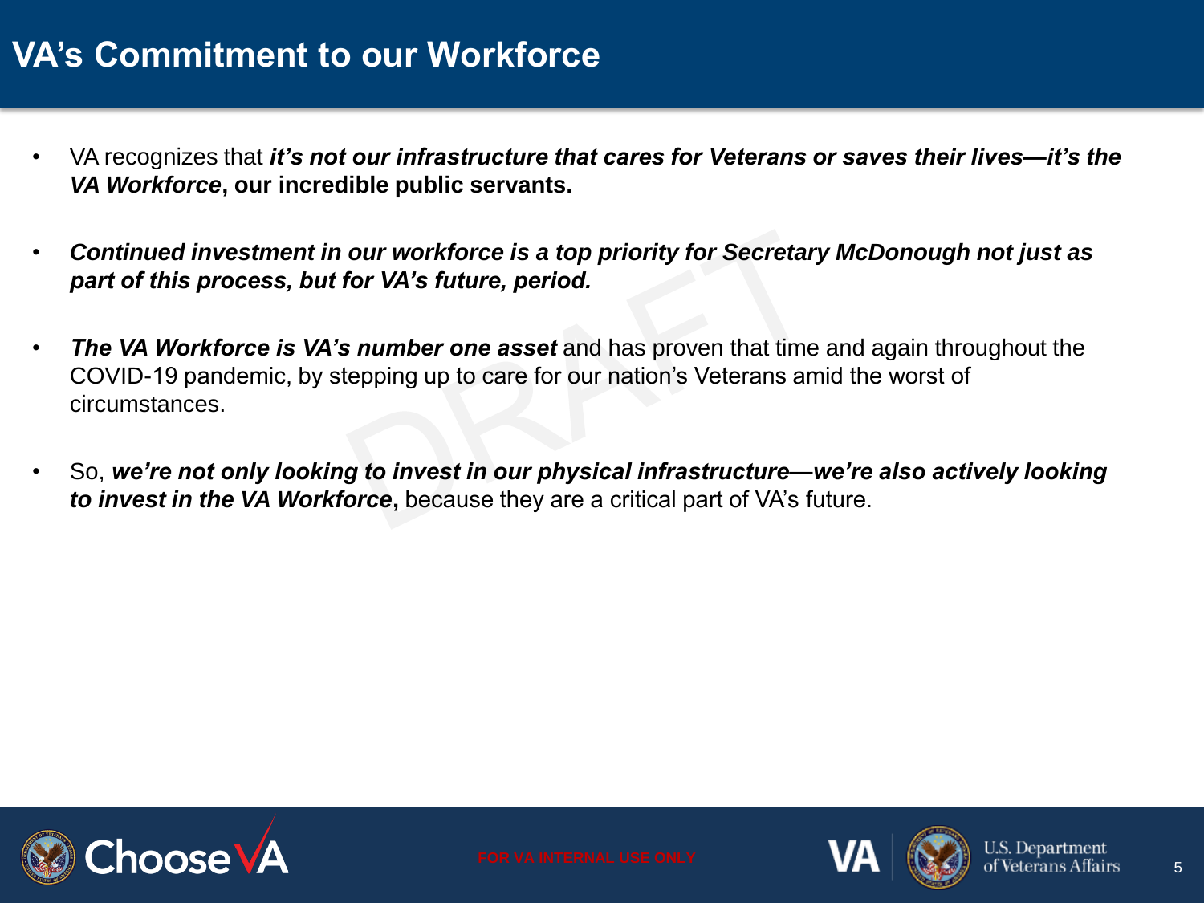# VA's Commitment to our Workforce

- VA recognizes that ***it's not our infrastructure that cares for Veterans or saves their lives—it's the VA Workforce*****, our incredible public servants.**
- ***Continued investment in our workforce is a top priority for Secretary McDonough not just as part of this process, but for VA's future, period.***
- ***The VA Workforce is VA's number one asset*** and has proven that time and again throughout the COVID-19 pandemic, by stepping up to care for our nation's Veterans amid the worst of circumstances.
- So, ***we're not only looking to invest in our physical infrastructure—we're also actively looking to invest in the VA Workforce*****,** because they are a critical part of VA's future.

FOR VA INTERNAL USE ONLY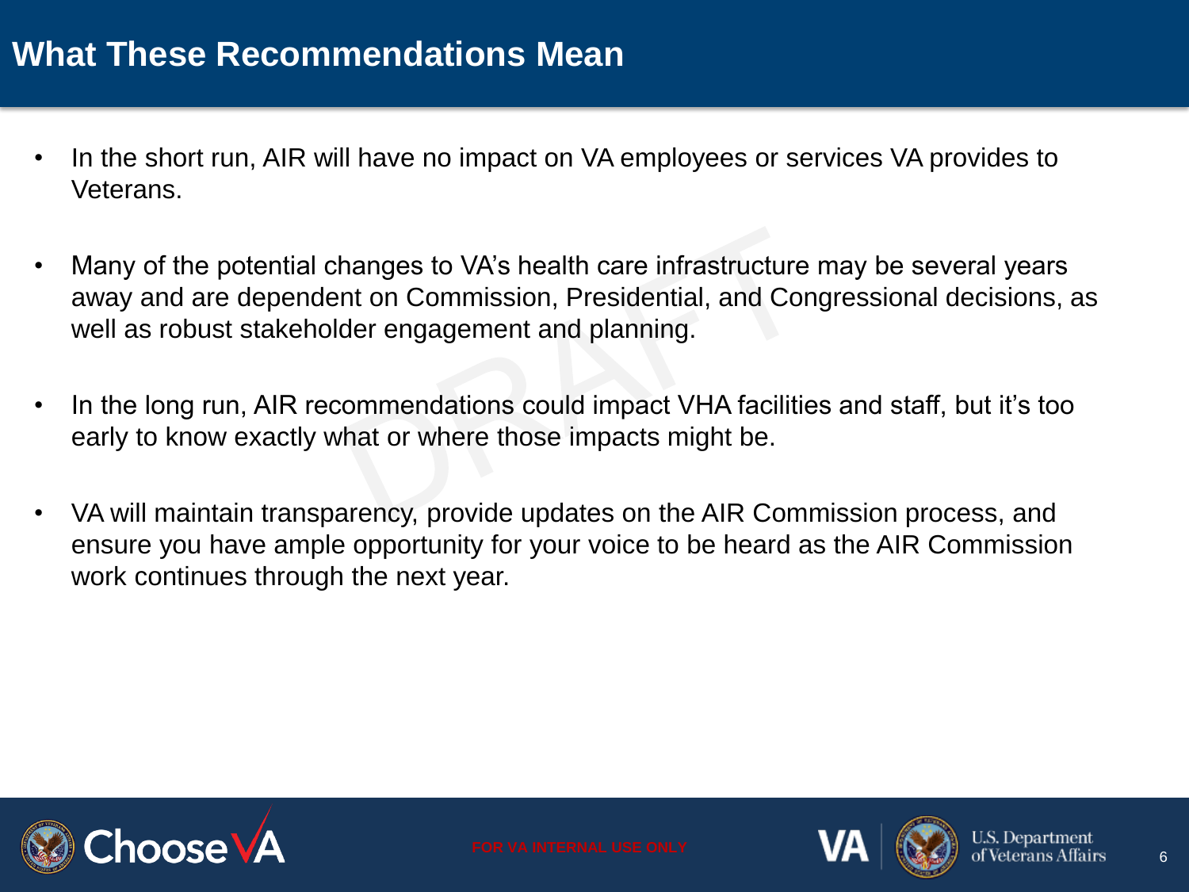# What These Recommendations Mean

- In the short run, AIR will have no impact on VA employees or services VA provides to Veterans.
- Many of the potential changes to VA's health care infrastructure may be several years away and are dependent on Commission, Presidential, and Congressional decisions, as well as robust stakeholder engagement and planning.
- In the long run, AIR recommendations could impact VHA facilities and staff, but it's too early to know exactly what or where those impacts might be.
- VA will maintain transparency, provide updates on the AIR Commission process, and ensure you have ample opportunity for your voice to be heard as the AIR Commission work continues through the next year.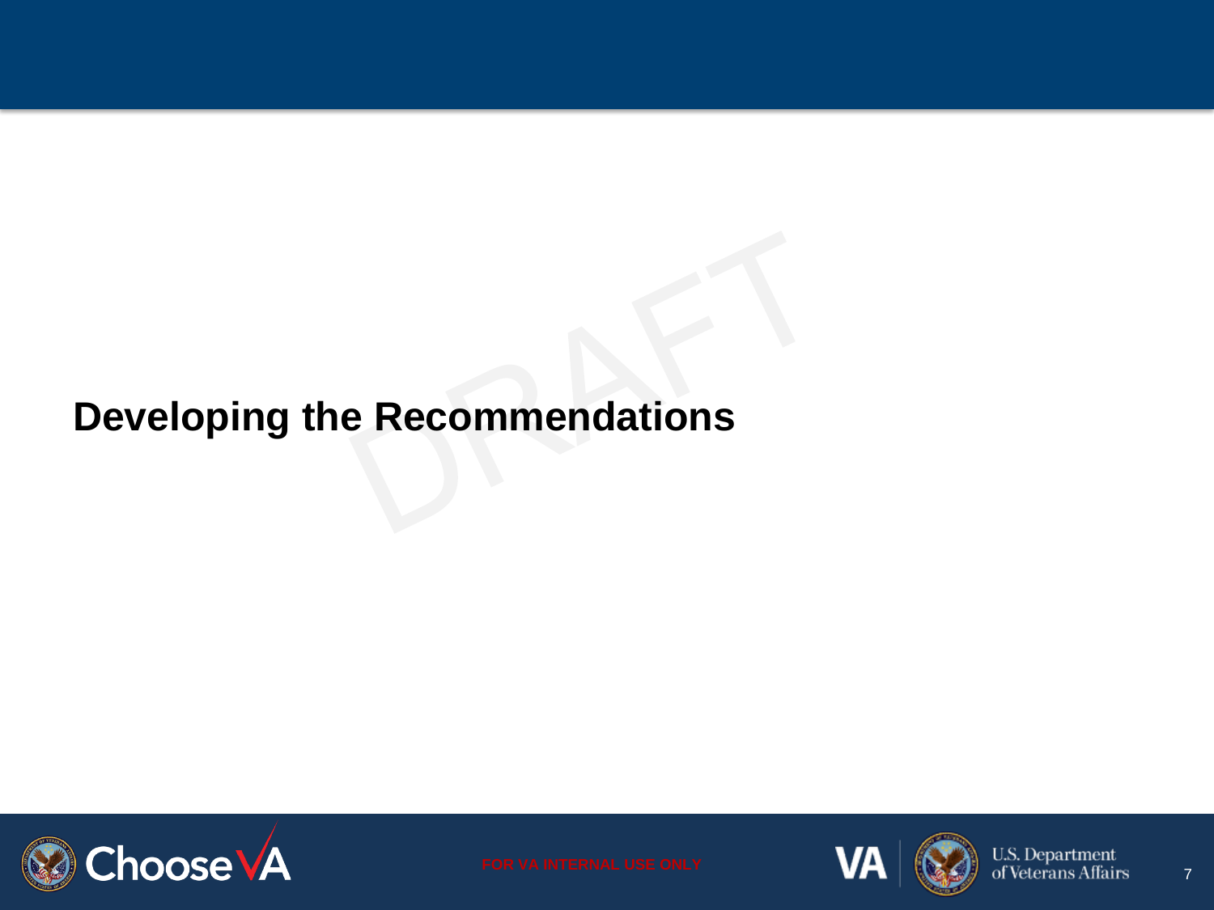# Developing the Recommendations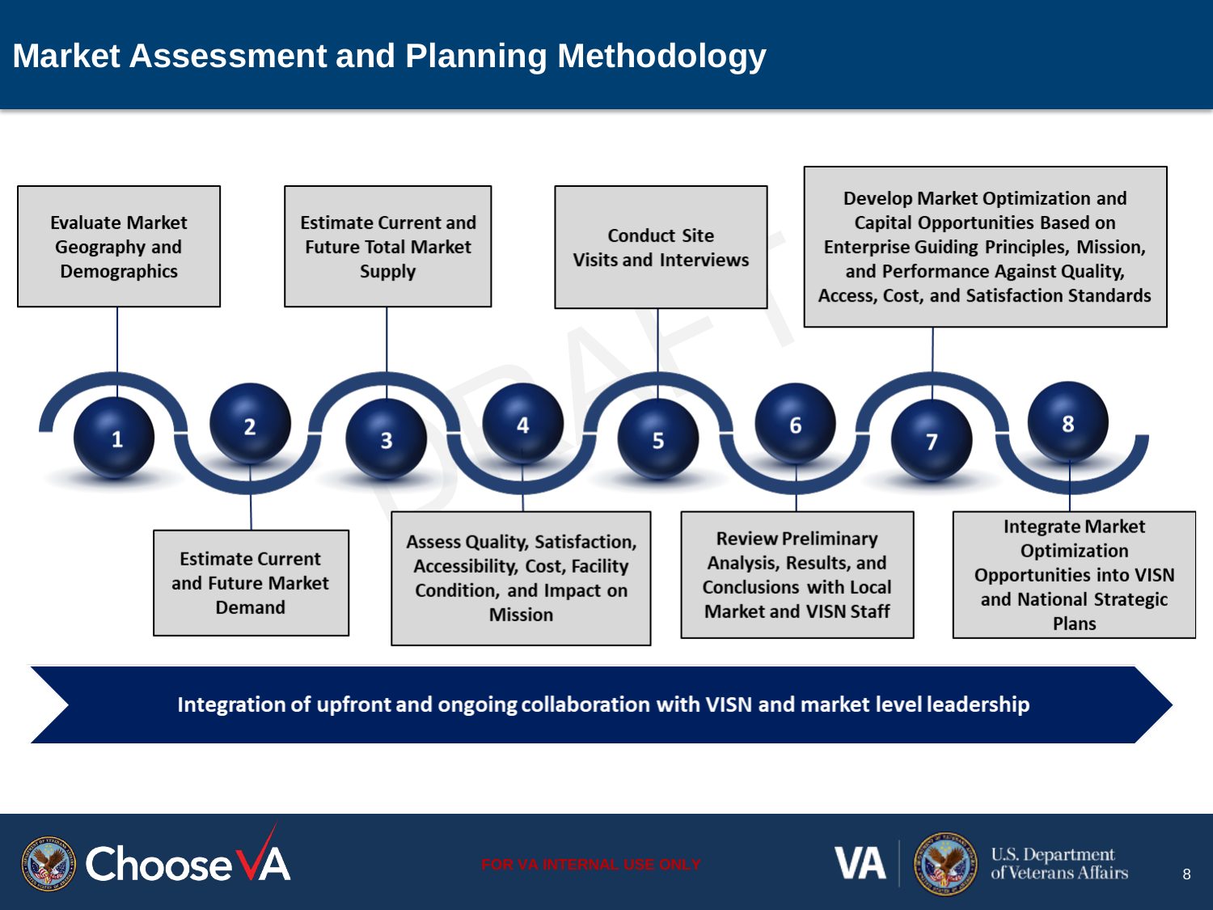# Market Assessment and Planning Methodology

1. Evaluate Market Geography and Demographics
2. Estimate Current and Future Market Demand
3. Estimate Current and Future Total Market Supply
4. Assess Quality, Satisfaction, Accessibility, Cost, Facility Condition, and Impact on Mission
5. Conduct Site Visits and Interviews
6. Review Preliminary Analysis, Results, and Conclusions with Local Market and VISN Staff
7. Develop Market Optimization and Capital Opportunities Based on Enterprise Guiding Principles, Mission, and Performance Against Quality, Access, Cost, and Satisfaction Standards
8. Integrate Market Optimization Opportunities into VISN and National Strategic Plans

**Integration of upfront and ongoing collaboration with VISN and market level leadership**

FOR VA INTERNAL USE ONLY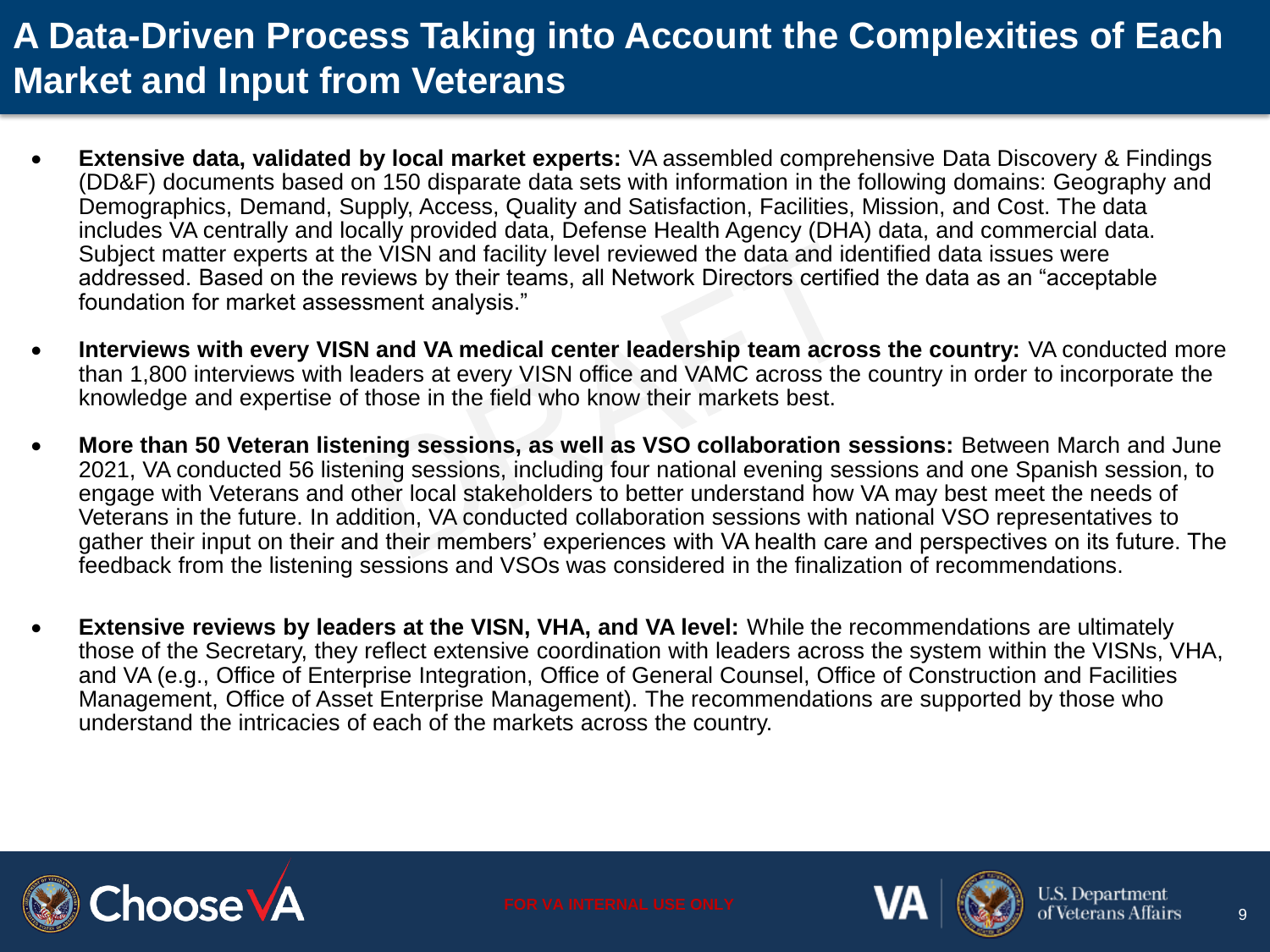# A Data-Driven Process Taking into Account the Complexities of Each Market and Input from Veterans

- **Extensive data, validated by local market experts:** VA assembled comprehensive Data Discovery & Findings (DD&F) documents based on 150 disparate data sets with information in the following domains: Geography and Demographics, Demand, Supply, Access, Quality and Satisfaction, Facilities, Mission, and Cost. The data includes VA centrally and locally provided data, Defense Health Agency (DHA) data, and commercial data. Subject matter experts at the VISN and facility level reviewed the data and identified data issues were addressed. Based on the reviews by their teams, all Network Directors certified the data as an "acceptable foundation for market assessment analysis."
- **Interviews with every VISN and VA medical center leadership team across the country:** VA conducted more than 1,800 interviews with leaders at every VISN office and VAMC across the country in order to incorporate the knowledge and expertise of those in the field who know their markets best.
- **More than 50 Veteran listening sessions, as well as VSO collaboration sessions:** Between March and June 2021, VA conducted 56 listening sessions, including four national evening sessions and one Spanish session, to engage with Veterans and other local stakeholders to better understand how VA may best meet the needs of Veterans in the future. In addition, VA conducted collaboration sessions with national VSO representatives to gather their input on their and their members' experiences with VA health care and perspectives on its future. The feedback from the listening sessions and VSOs was considered in the finalization of recommendations.
- **Extensive reviews by leaders at the VISN, VHA, and VA level:** While the recommendations are ultimately those of the Secretary, they reflect extensive coordination with leaders across the system within the VISNs, VHA, and VA (e.g., Office of Enterprise Integration, Office of General Counsel, Office of Construction and Facilities Management, Office of Asset Enterprise Management). The recommendations are supported by those who understand the intricacies of each of the markets across the country.

FOR VA INTERNAL USE ONLY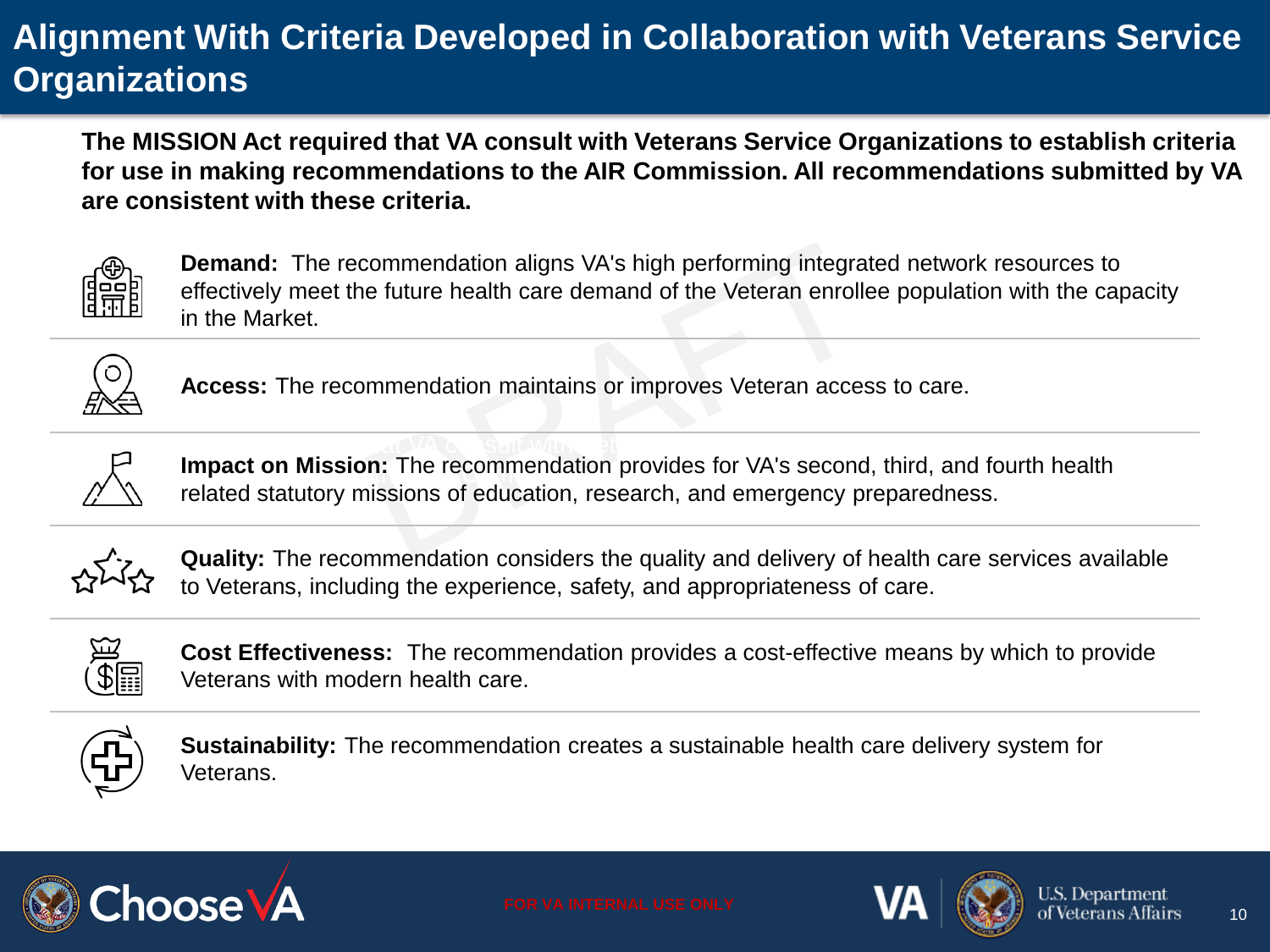# Alignment With Criteria Developed in Collaboration with Veterans Service Organizations

**The MISSION Act required that VA consult with Veterans Service Organizations to establish criteria for use in making recommendations to the AIR Commission. All recommendations submitted by VA are consistent with these criteria.**

**Demand:** The recommendation aligns VA's high performing integrated network resources to effectively meet the future health care demand of the Veteran enrollee population with the capacity in the Market.

**Access:** The recommendation maintains or improves Veteran access to care.

**Impact on Mission:** The recommendation provides for VA's second, third, and fourth health related statutory missions of education, research, and emergency preparedness.

**Quality:** The recommendation considers the quality and delivery of health care services available to Veterans, including the experience, safety, and appropriateness of care.

**Cost Effectiveness:** The recommendation provides a cost-effective means by which to provide Veterans with modern health care.

**Sustainability:** The recommendation creates a sustainable health care delivery system for Veterans.

FOR VA INTERNAL USE ONLY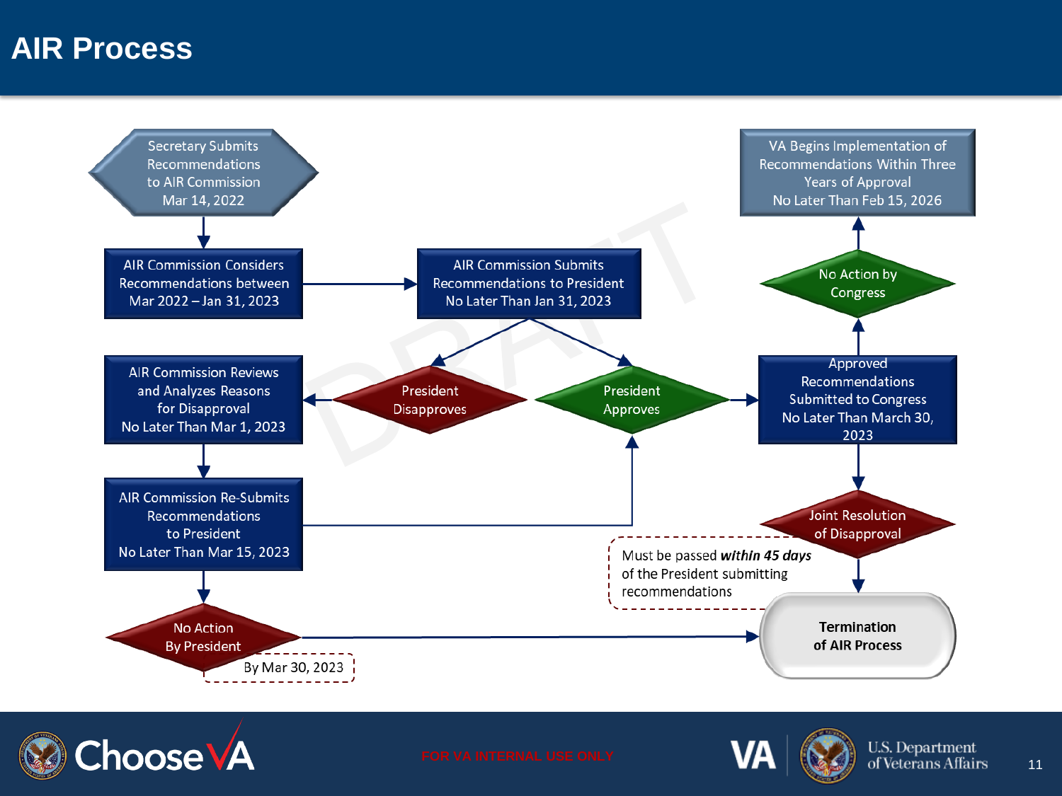# AIR Process

- Secretary Submits Recommendations to AIR Commission Mar 14, 2022
- AIR Commission Considers Recommendations between Mar 2022 – Jan 31, 2023
- AIR Commission Submits Recommendations to President No Later Than Jan 31, 2023
- President Disapproves
  - AIR Commission Reviews and Analyzes Reasons for Disapproval No Later Than Mar 1, 2023
  - AIR Commission Re-Submits Recommendations to President No Later Than Mar 15, 2023
  - No Action By President (By Mar 30, 2023) → Termination of AIR Process
- President Approves
  - Approved Recommendations Submitted to Congress No Later Than March 30, 2023
  - No Action by Congress → VA Begins Implementation of Recommendations Within Three Years of Approval No Later Than Feb 15, 2026
  - Joint Resolution of Disapproval → Termination of AIR Process
    - Must be passed ***within 45 days*** of the President submitting recommendations

DRAFT

FOR VA INTERNAL USE ONLY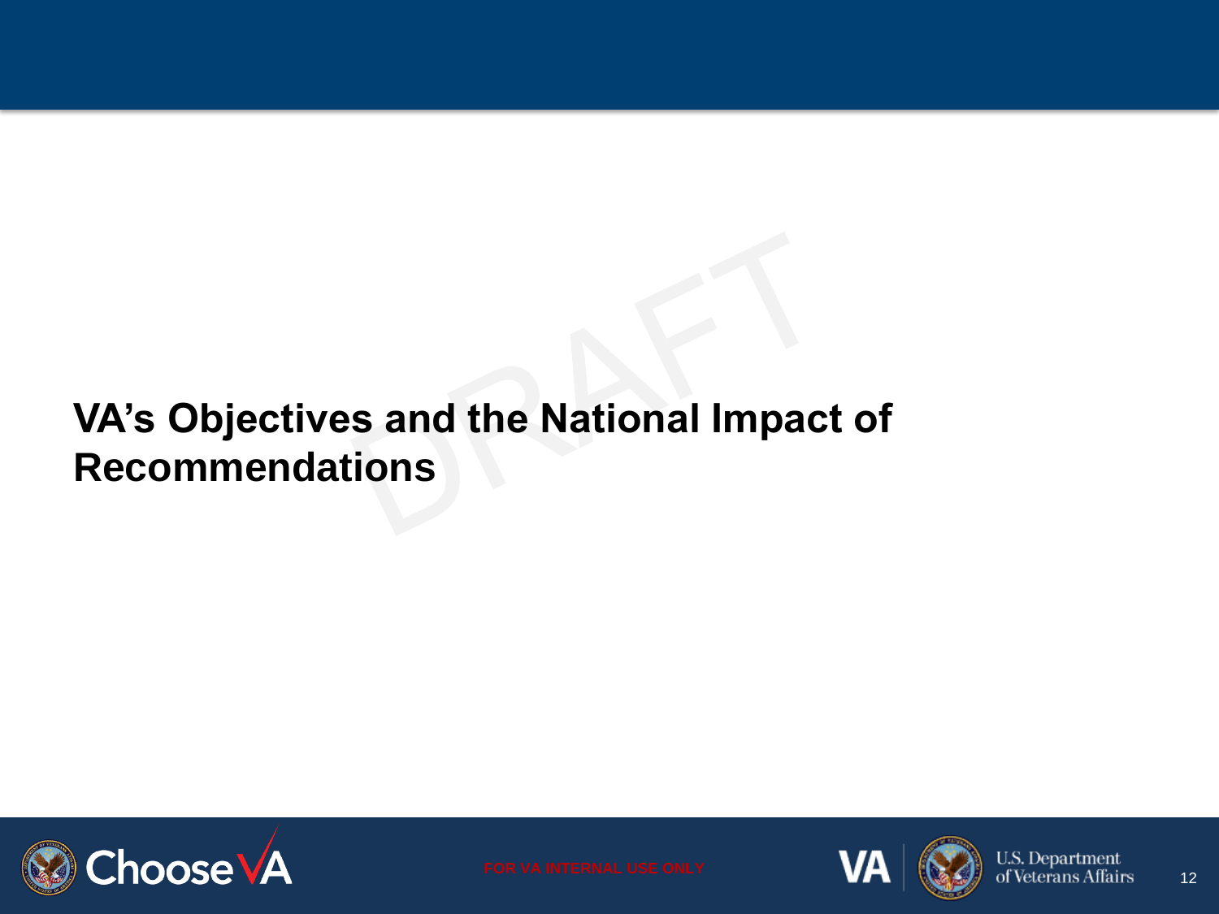# VA's Objectives and the National Impact of Recommendations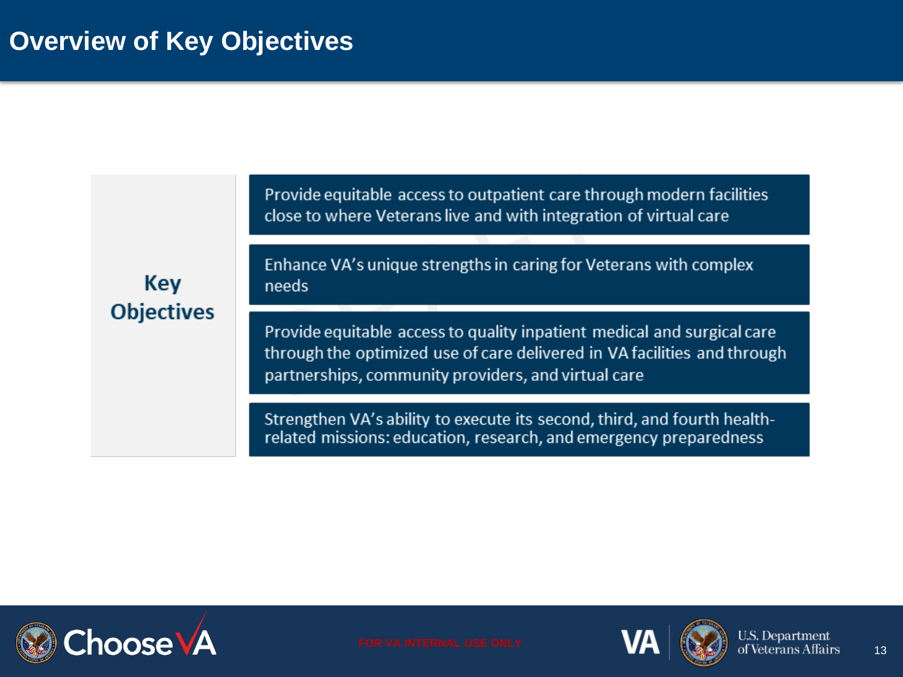# Overview of Key Objectives

**Key Objectives**

- Provide equitable access to outpatient care through modern facilities close to where Veterans live and with integration of virtual care
- Enhance VA's unique strengths in caring for Veterans with complex needs
- Provide equitable access to quality inpatient medical and surgical care through the optimized use of care delivered in VA facilities and through partnerships, community providers, and virtual care
- Strengthen VA's ability to execute its second, third, and fourth health-related missions: education, research, and emergency preparedness

FOR VA INTERNAL USE ONLY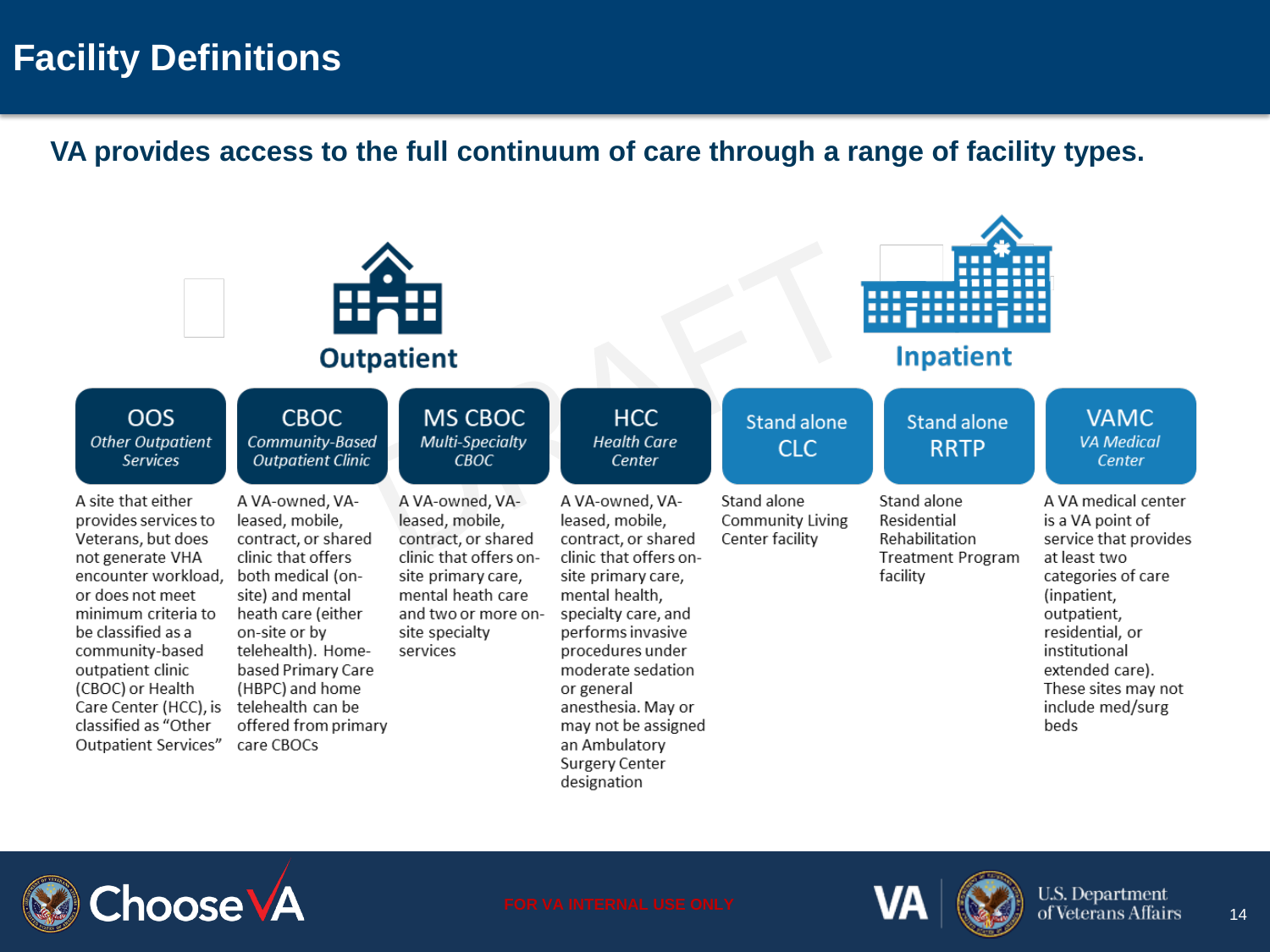# Facility Definitions

**VA provides access to the full continuum of care through a range of facility types.**

**Outpatient** | **Inpatient**

| OOS *Other Outpatient Services* | CBOC *Community-Based Outpatient Clinic* | MS CBOC *Multi-Specialty CBOC* | HCC *Health Care Center* | Stand alone CLC | Stand alone RRTP | VAMC *VA Medical Center* |
|---|---|---|---|---|---|---|
| A site that either provides services to Veterans, but does not generate VHA encounter workload, or does not meet minimum criteria to be classified as a community-based outpatient clinic (CBOC) or Health Care Center (HCC), is classified as "Other Outpatient Services" | A VA-owned, VA-leased, mobile, contract, or shared clinic that offers both medical (on-site) and mental heath care (either on-site or by telehealth). Home-based Primary Care (HBPC) and home telehealth can be offered from primary care CBOCs | A VA-owned, VA-leased, mobile, contract, or shared clinic that offers on-site primary care, mental heath care and two or more on-site specialty services | A VA-owned, VA-leased, mobile, contract, or shared clinic that offers on-site primary care, mental health, specialty care, and performs invasive procedures under moderate sedation or general anesthesia. May or may not be assigned an Ambulatory Surgery Center designation | Stand alone Community Living Center facility | Stand alone Residential Rehabilitation Treatment Program facility | A VA medical center is a VA point of service that provides at least two categories of care (inpatient, outpatient, residential, or institutional extended care). These sites may not include med/surg beds |

FOR VA INTERNAL USE ONLY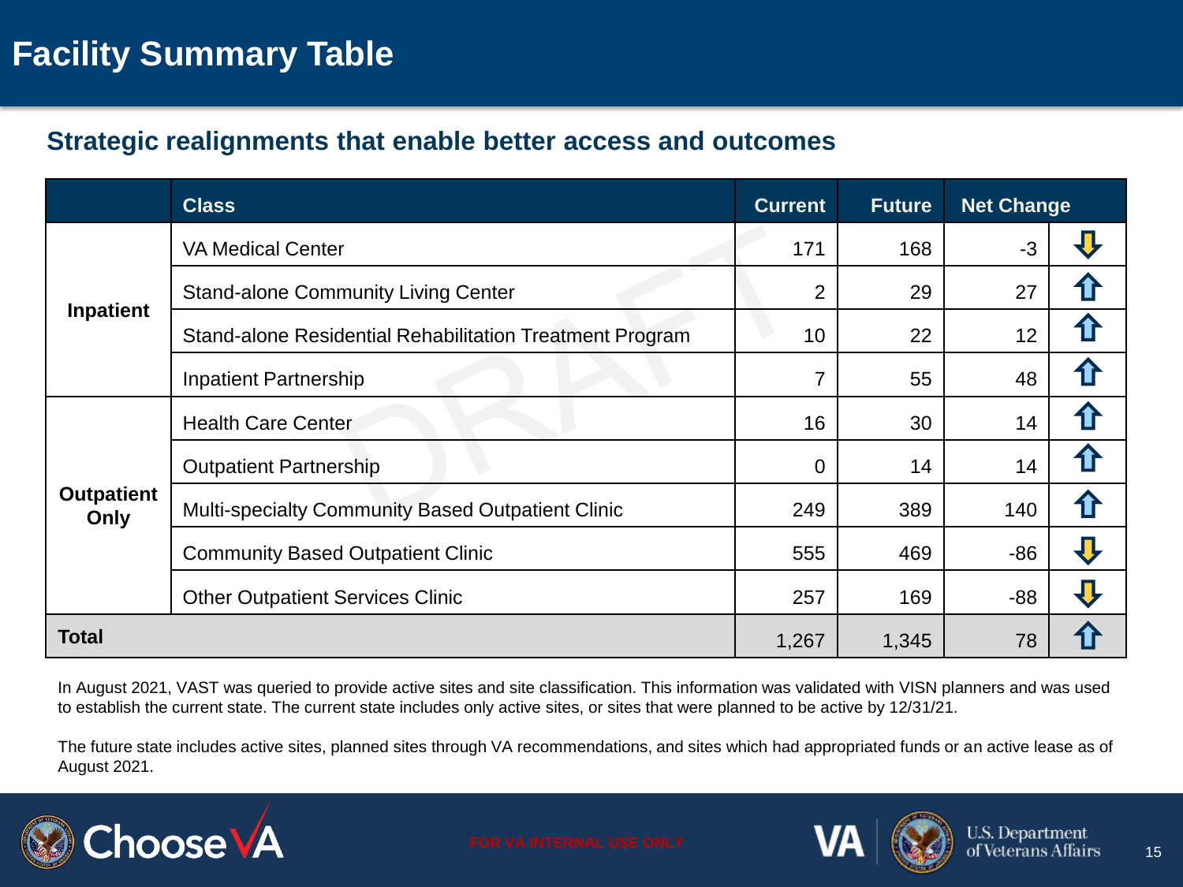# Facility Summary Table

## Strategic realignments that enable better access and outcomes

| | Class | Current | Future | Net Change | |
|---|---|---|---|---|---|
| Inpatient | VA Medical Center | 171 | 168 | -3 | ⇩ |
| | Stand-alone Community Living Center | 2 | 29 | 27 | ⇧ |
| | Stand-alone Residential Rehabilitation Treatment Program | 10 | 22 | 12 | ⇧ |
| | Inpatient Partnership | 7 | 55 | 48 | ⇧ |
| Outpatient Only | Health Care Center | 16 | 30 | 14 | ⇧ |
| | Outpatient Partnership | 0 | 14 | 14 | ⇧ |
| | Multi-specialty Community Based Outpatient Clinic | 249 | 389 | 140 | ⇧ |
| | Community Based Outpatient Clinic | 555 | 469 | -86 | ⇩ |
| | Other Outpatient Services Clinic | 257 | 169 | -88 | ⇩ |
| **Total** | | 1,267 | 1,345 | 78 | ⇧ |

In August 2021, VAST was queried to provide active sites and site classification. This information was validated with VISN planners and was used to establish the current state. The current state includes only active sites, or sites that were planned to be active by 12/31/21.

The future state includes active sites, planned sites through VA recommendations, and sites which had appropriated funds or an active lease as of August 2021.

FOR VA INTERNAL USE ONLY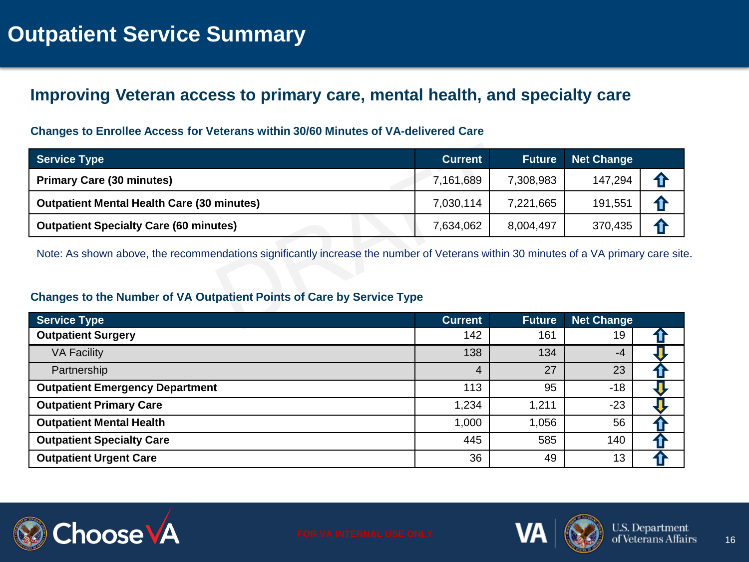# Outpatient Service Summary

## Improving Veteran access to primary care, mental health, and specialty care

### Changes to Enrollee Access for Veterans within 30/60 Minutes of VA-delivered Care

| Service Type | Current | Future | Net Change | |
|---|---|---|---|---|
| **Primary Care (30 minutes)** | 7,161,689 | 7,308,983 | 147,294 | ⇧ |
| **Outpatient Mental Health Care (30 minutes)** | 7,030,114 | 7,221,665 | 191,551 | ⇧ |
| **Outpatient Specialty Care (60 minutes)** | 7,634,062 | 8,004,497 | 370,435 | ⇧ |

Note: As shown above, the recommendations significantly increase the number of Veterans within 30 minutes of a VA primary care site.

### Changes to the Number of VA Outpatient Points of Care by Service Type

| Service Type | Current | Future | Net Change | |
|---|---|---|---|---|
| **Outpatient Surgery** | 142 | 161 | 19 | ⇧ |
| VA Facility | 138 | 134 | -4 | ⇩ |
| Partnership | 4 | 27 | 23 | ⇧ |
| **Outpatient Emergency Department** | 113 | 95 | -18 | ⇩ |
| **Outpatient Primary Care** | 1,234 | 1,211 | -23 | ⇩ |
| **Outpatient Mental Health** | 1,000 | 1,056 | 56 | ⇧ |
| **Outpatient Specialty Care** | 445 | 585 | 140 | ⇧ |
| **Outpatient Urgent Care** | 36 | 49 | 13 | ⇧ |

FOR VA INTERNAL USE ONLY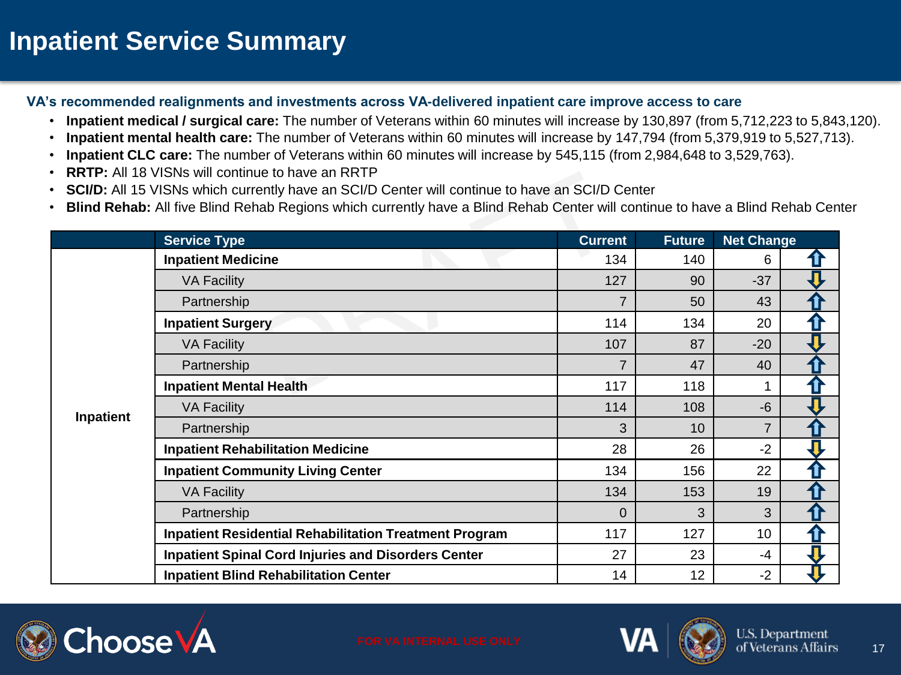# Inpatient Service Summary

**VA's recommended realignments and investments across VA-delivered inpatient care improve access to care**

- **Inpatient medical / surgical care:** The number of Veterans within 60 minutes will increase by 130,897 (from 5,712,223 to 5,843,120).
- **Inpatient mental health care:** The number of Veterans within 60 minutes will increase by 147,794 (from 5,379,919 to 5,527,713).
- **Inpatient CLC care:** The number of Veterans within 60 minutes will increase by 545,115 (from 2,984,648 to 3,529,763).
- **RRTP:** All 18 VISNs will continue to have an RRTP
- **SCI/D:** All 15 VISNs which currently have an SCI/D Center will continue to have an SCI/D Center
- **Blind Rehab:** All five Blind Rehab Regions which currently have a Blind Rehab Center will continue to have a Blind Rehab Center

| | Service Type | Current | Future | Net Change | |
|---|---|---|---|---|---|
| Inpatient | **Inpatient Medicine** | 134 | 140 | 6 | ⇧ |
| | VA Facility | 127 | 90 | -37 | ⇩ |
| | Partnership | 7 | 50 | 43 | ⇧ |
| | **Inpatient Surgery** | 114 | 134 | 20 | ⇧ |
| | VA Facility | 107 | 87 | -20 | ⇩ |
| | Partnership | 7 | 47 | 40 | ⇧ |
| | **Inpatient Mental Health** | 117 | 118 | 1 | ⇧ |
| | VA Facility | 114 | 108 | -6 | ⇩ |
| | Partnership | 3 | 10 | 7 | ⇧ |
| | **Inpatient Rehabilitation Medicine** | 28 | 26 | -2 | ⇩ |
| | **Inpatient Community Living Center** | 134 | 156 | 22 | ⇧ |
| | VA Facility | 134 | 153 | 19 | ⇧ |
| | Partnership | 0 | 3 | 3 | ⇧ |
| | **Inpatient Residential Rehabilitation Treatment Program** | 117 | 127 | 10 | ⇧ |
| | **Inpatient Spinal Cord Injuries and Disorders Center** | 27 | 23 | -4 | ⇩ |
| | **Inpatient Blind Rehabilitation Center** | 14 | 12 | -2 | ⇩ |

FOR VA INTERNAL USE ONLY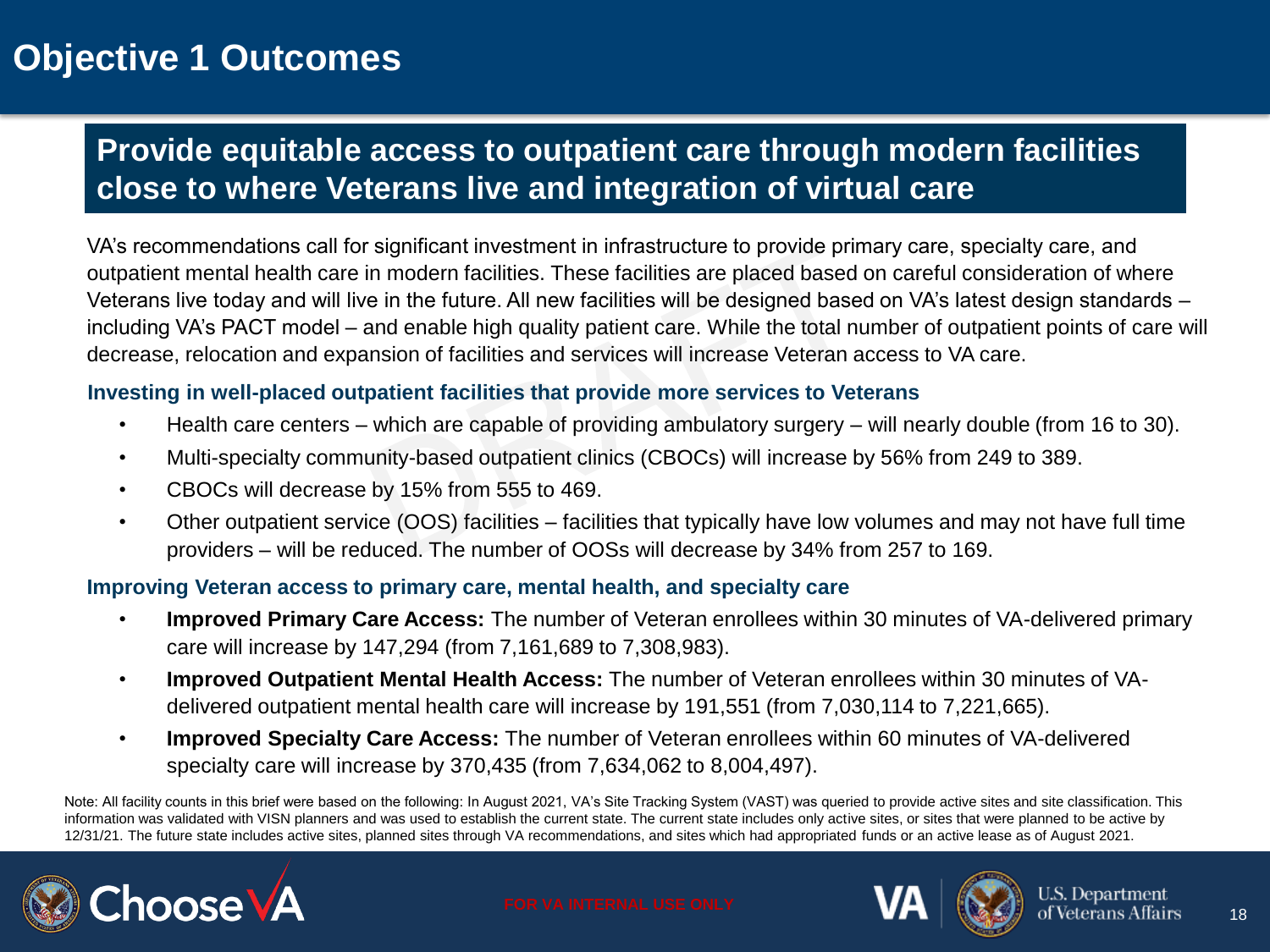# Objective 1 Outcomes

## Provide equitable access to outpatient care through modern facilities close to where Veterans live and integration of virtual care

VA's recommendations call for significant investment in infrastructure to provide primary care, specialty care, and outpatient mental health care in modern facilities. These facilities are placed based on careful consideration of where Veterans live today and will live in the future. All new facilities will be designed based on VA's latest design standards – including VA's PACT model – and enable high quality patient care. While the total number of outpatient points of care will decrease, relocation and expansion of facilities and services will increase Veteran access to VA care.

### Investing in well-placed outpatient facilities that provide more services to Veterans

- Health care centers – which are capable of providing ambulatory surgery – will nearly double (from 16 to 30).
- Multi-specialty community-based outpatient clinics (CBOCs) will increase by 56% from 249 to 389.
- CBOCs will decrease by 15% from 555 to 469.
- Other outpatient service (OOS) facilities – facilities that typically have low volumes and may not have full time providers – will be reduced. The number of OOSs will decrease by 34% from 257 to 169.

### Improving Veteran access to primary care, mental health, and specialty care

- **Improved Primary Care Access:** The number of Veteran enrollees within 30 minutes of VA-delivered primary care will increase by 147,294 (from 7,161,689 to 7,308,983).
- **Improved Outpatient Mental Health Access:** The number of Veteran enrollees within 30 minutes of VA-delivered outpatient mental health care will increase by 191,551 (from 7,030,114 to 7,221,665).
- **Improved Specialty Care Access:** The number of Veteran enrollees within 60 minutes of VA-delivered specialty care will increase by 370,435 (from 7,634,062 to 8,004,497).

Note: All facility counts in this brief were based on the following: In August 2021, VA's Site Tracking System (VAST) was queried to provide active sites and site classification. This information was validated with VISN planners and was used to establish the current state. The current state includes only active sites, or sites that were planned to be active by 12/31/21. The future state includes active sites, planned sites through VA recommendations, and sites which had appropriated funds or an active lease as of August 2021.

FOR VA INTERNAL USE ONLY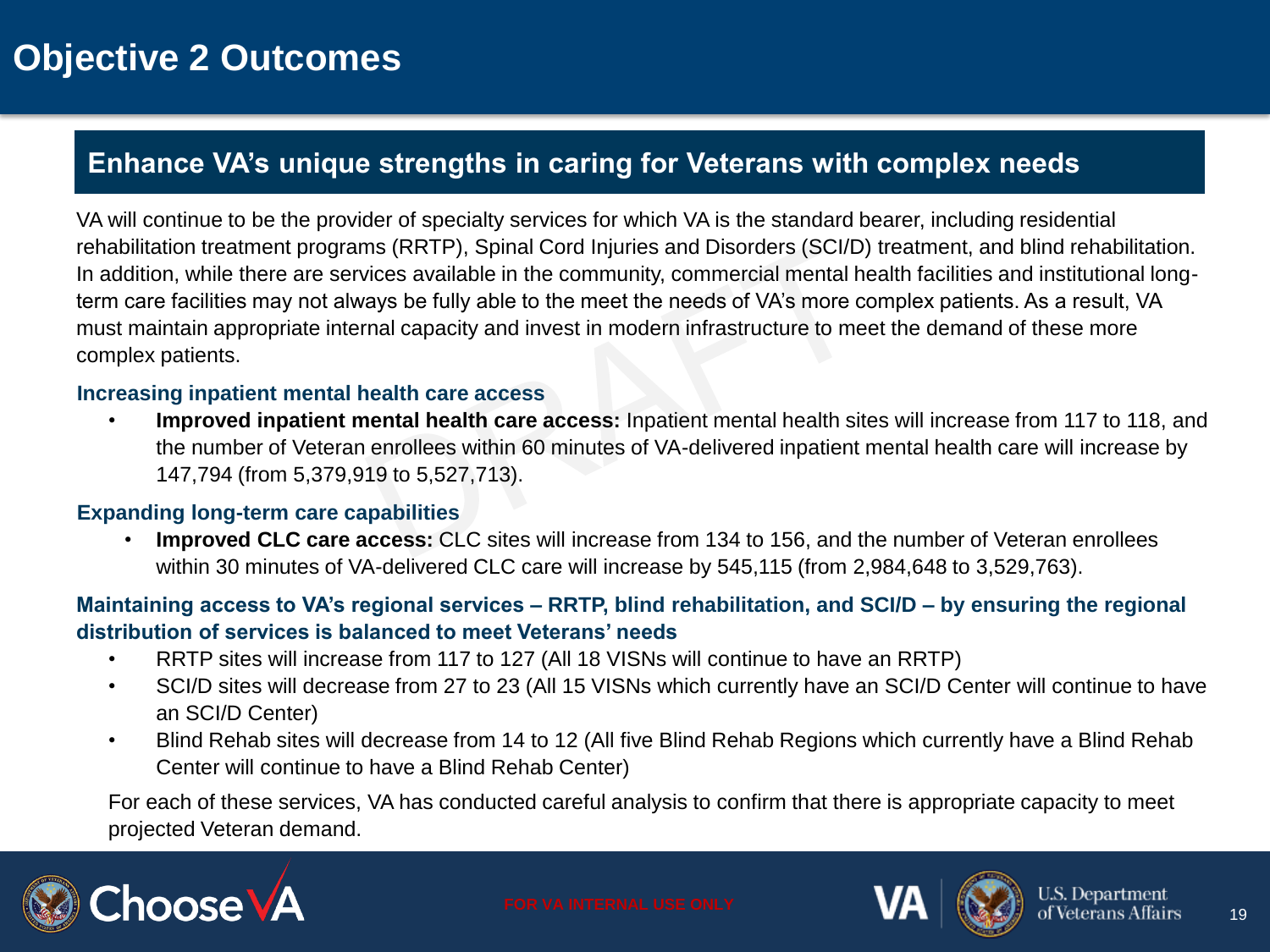# Objective 2 Outcomes

## Enhance VA's unique strengths in caring for Veterans with complex needs

VA will continue to be the provider of specialty services for which VA is the standard bearer, including residential rehabilitation treatment programs (RRTP), Spinal Cord Injuries and Disorders (SCI/D) treatment, and blind rehabilitation. In addition, while there are services available in the community, commercial mental health facilities and institutional long-term care facilities may not always be fully able to the meet the needs of VA's more complex patients. As a result, VA must maintain appropriate internal capacity and invest in modern infrastructure to meet the demand of these more complex patients.

### Increasing inpatient mental health care access

- **Improved inpatient mental health care access:** Inpatient mental health sites will increase from 117 to 118, and the number of Veteran enrollees within 60 minutes of VA-delivered inpatient mental health care will increase by 147,794 (from 5,379,919 to 5,527,713).

### Expanding long-term care capabilities

- **Improved CLC care access:** CLC sites will increase from 134 to 156, and the number of Veteran enrollees within 30 minutes of VA-delivered CLC care will increase by 545,115 (from 2,984,648 to 3,529,763).

### Maintaining access to VA's regional services – RRTP, blind rehabilitation, and SCI/D – by ensuring the regional distribution of services is balanced to meet Veterans' needs

- RRTP sites will increase from 117 to 127 (All 18 VISNs will continue to have an RRTP)
- SCI/D sites will decrease from 27 to 23 (All 15 VISNs which currently have an SCI/D Center will continue to have an SCI/D Center)
- Blind Rehab sites will decrease from 14 to 12 (All five Blind Rehab Regions which currently have a Blind Rehab Center will continue to have a Blind Rehab Center)

For each of these services, VA has conducted careful analysis to confirm that there is appropriate capacity to meet projected Veteran demand.

FOR VA INTERNAL USE ONLY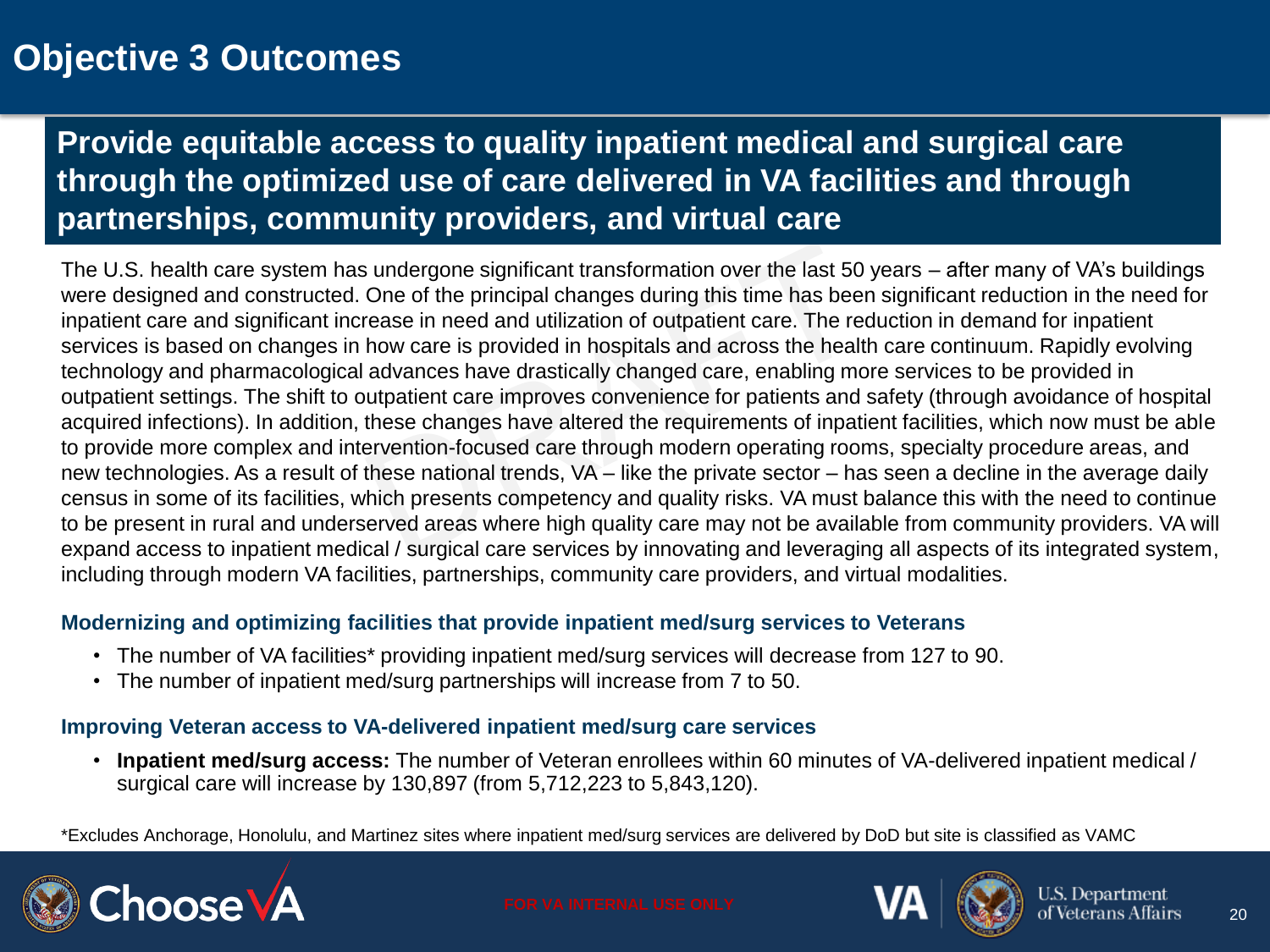# Objective 3 Outcomes

## Provide equitable access to quality inpatient medical and surgical care through the optimized use of care delivered in VA facilities and through partnerships, community providers, and virtual care

The U.S. health care system has undergone significant transformation over the last 50 years – after many of VA's buildings were designed and constructed. One of the principal changes during this time has been significant reduction in the need for inpatient care and significant increase in need and utilization of outpatient care. The reduction in demand for inpatient services is based on changes in how care is provided in hospitals and across the health care continuum. Rapidly evolving technology and pharmacological advances have drastically changed care, enabling more services to be provided in outpatient settings. The shift to outpatient care improves convenience for patients and safety (through avoidance of hospital acquired infections). In addition, these changes have altered the requirements of inpatient facilities, which now must be able to provide more complex and intervention-focused care through modern operating rooms, specialty procedure areas, and new technologies. As a result of these national trends, VA – like the private sector – has seen a decline in the average daily census in some of its facilities, which presents competency and quality risks. VA must balance this with the need to continue to be present in rural and underserved areas where high quality care may not be available from community providers. VA will expand access to inpatient medical / surgical care services by innovating and leveraging all aspects of its integrated system, including through modern VA facilities, partnerships, community care providers, and virtual modalities.

### Modernizing and optimizing facilities that provide inpatient med/surg services to Veterans

- The number of VA facilities* providing inpatient med/surg services will decrease from 127 to 90.
- The number of inpatient med/surg partnerships will increase from 7 to 50.

### Improving Veteran access to VA-delivered inpatient med/surg care services

- **Inpatient med/surg access:** The number of Veteran enrollees within 60 minutes of VA-delivered inpatient medical / surgical care will increase by 130,897 (from 5,712,223 to 5,843,120).

*Excludes Anchorage, Honolulu, and Martinez sites where inpatient med/surg services are delivered by DoD but site is classified as VAMC

FOR VA INTERNAL USE ONLY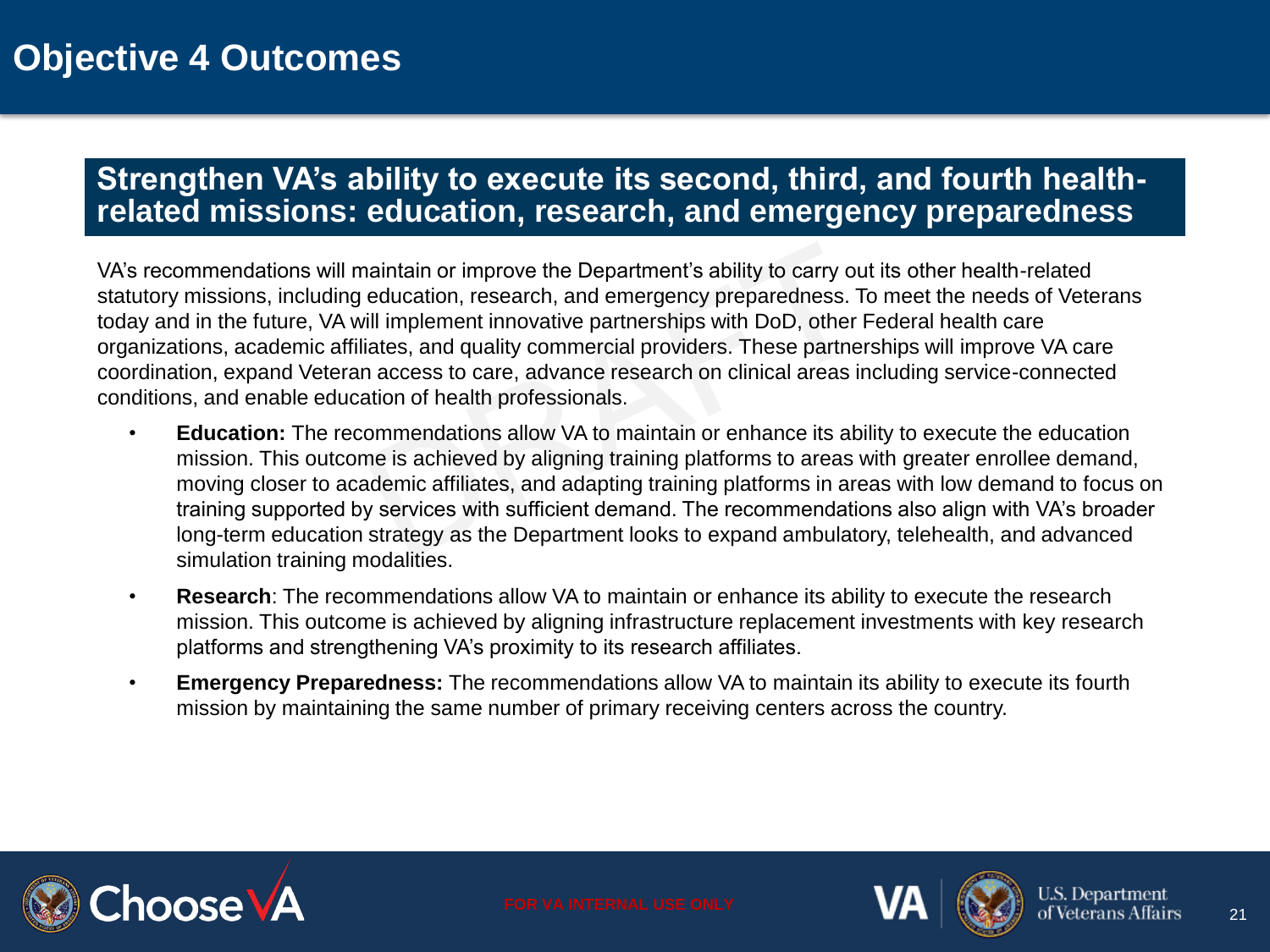# Objective 4 Outcomes

## Strengthen VA's ability to execute its second, third, and fourth health-related missions: education, research, and emergency preparedness

VA's recommendations will maintain or improve the Department's ability to carry out its other health-related statutory missions, including education, research, and emergency preparedness. To meet the needs of Veterans today and in the future, VA will implement innovative partnerships with DoD, other Federal health care organizations, academic affiliates, and quality commercial providers. These partnerships will improve VA care coordination, expand Veteran access to care, advance research on clinical areas including service-connected conditions, and enable education of health professionals.

- **Education:** The recommendations allow VA to maintain or enhance its ability to execute the education mission. This outcome is achieved by aligning training platforms to areas with greater enrollee demand, moving closer to academic affiliates, and adapting training platforms in areas with low demand to focus on training supported by services with sufficient demand. The recommendations also align with VA's broader long-term education strategy as the Department looks to expand ambulatory, telehealth, and advanced simulation training modalities.
- **Research**: The recommendations allow VA to maintain or enhance its ability to execute the research mission. This outcome is achieved by aligning infrastructure replacement investments with key research platforms and strengthening VA's proximity to its research affiliates.
- **Emergency Preparedness:** The recommendations allow VA to maintain its ability to execute its fourth mission by maintaining the same number of primary receiving centers across the country.